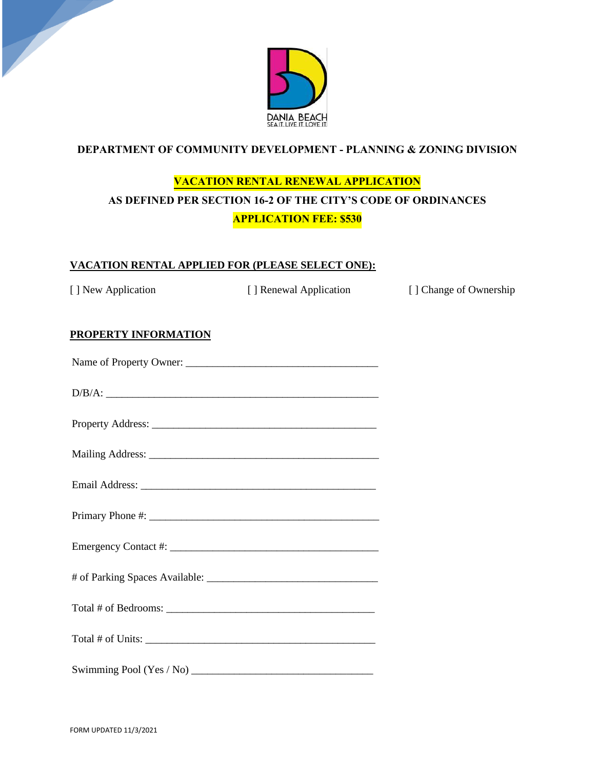DANIA BEACH
SEA IT. LIVE IT. LOVE IT.

**DEPARTMENT OF COMMUNITY DEVELOPMENT - PLANNING & ZONING DIVISION**

**VACATION RENTAL RENEWAL APPLICATION**

**AS DEFINED PER SECTION 16-2 OF THE CITY'S CODE OF ORDINANCES**

**APPLICATION FEE: $530**

**VACATION RENTAL APPLIED FOR (PLEASE SELECT ONE):**

[ ] New Application [ ] Renewal Application [ ] Change of Ownership

**PROPERTY INFORMATION**

Name of Property Owner: ___________________________________

D/B/A: ___________________________________________________

Property Address: __________________________________________

Mailing Address: ___________________________________________

Email Address: ____________________________________________

Primary Phone #: ___________________________________________

Emergency Contact #: _______________________________________

# of Parking Spaces Available: _______________________________

Total # of Bedrooms: ________________________________________

Total # of Units: ____________________________________________

Swimming Pool (Yes / No) ___________________________________

FORM UPDATED 11/3/2021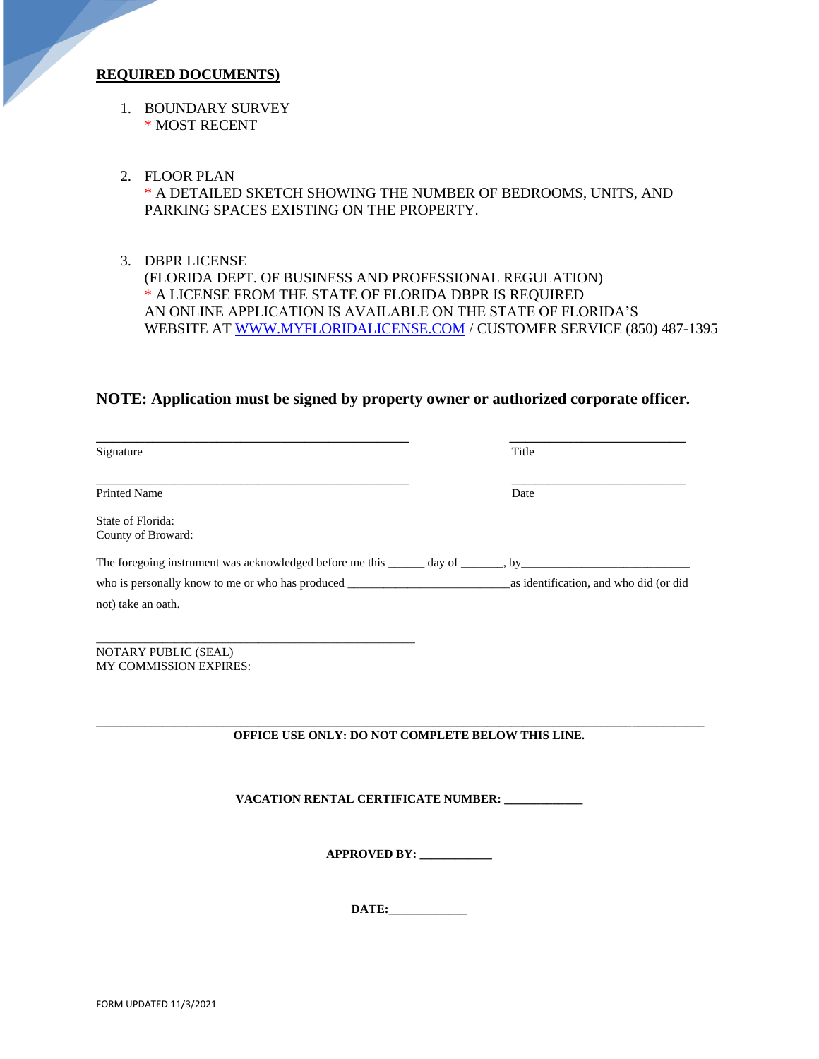**REQUIRED DOCUMENTS)**

1. BOUNDARY SURVEY
   * MOST RECENT

2. FLOOR PLAN
   * A DETAILED SKETCH SHOWING THE NUMBER OF BEDROOMS, UNITS, AND PARKING SPACES EXISTING ON THE PROPERTY.

3. DBPR LICENSE
   (FLORIDA DEPT. OF BUSINESS AND PROFESSIONAL REGULATION)
   * A LICENSE FROM THE STATE OF FLORIDA DBPR IS REQUIRED
   AN ONLINE APPLICATION IS AVAILABLE ON THE STATE OF FLORIDA'S WEBSITE AT WWW.MYFLORIDALICENSE.COM / CUSTOMER SERVICE (850) 487-1395

**NOTE: Application must be signed by property owner or authorized corporate officer.**

_______________________________________________ ___________________________
Signature Title

_______________________________________________ ___________________________
Printed Name Date

State of Florida:
County of Broward:

The foregoing instrument was acknowledged before me this ______ day of _______, by___________________________ who is personally know to me or who has produced __________________________as identification, and who did (or did not) take an oath.

_______________________________________________
NOTARY PUBLIC (SEAL)
MY COMMISSION EXPIRES:

---

**OFFICE USE ONLY: DO NOT COMPLETE BELOW THIS LINE.**

**VACATION RENTAL CERTIFICATE NUMBER:** _____________

**APPROVED BY:** ____________

**DATE:**_____________

FORM UPDATED 11/3/2021